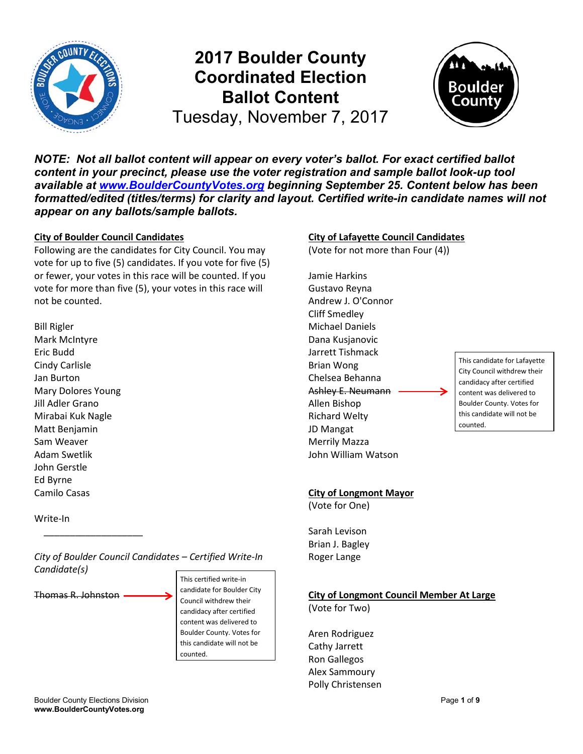# 2017 Boulder County Coordinated Election Ballot Content

Tuesday, November 7, 2017

***NOTE: Not all ballot content will appear on every voter's ballot. For exact certified ballot content in your precinct, please use the voter registration and sample ballot look-up tool available at www.BoulderCountyVotes.org beginning September 25. Content below has been formatted/edited (titles/terms) for clarity and layout. Certified write-in candidate names will not appear on any ballots/sample ballots.***

## City of Boulder Council Candidates

Following are the candidates for City Council. You may vote for up to five (5) candidates. If you vote for five (5) or fewer, your votes in this race will be counted. If you vote for more than five (5), your votes in this race will not be counted.

Bill Rigler
Mark McIntyre
Eric Budd
Cindy Carlisle
Jan Burton
Mary Dolores Young
Jill Adler Grano
Mirabai Kuk Nagle
Matt Benjamin
Sam Weaver
Adam Swetlik
John Gerstle
Ed Byrne
Camilo Casas

Write-In

\_\_\_\_\_\_\_\_\_\_\_\_\_\_\_\_\_\_\_\_

*City of Boulder Council Candidates – Certified Write-In Candidate(s)*

~~Thomas R. Johnston~~ → This certified write-in candidate for Boulder City Council withdrew their candidacy after certified content was delivered to Boulder County. Votes for this candidate will not be counted.

## City of Lafayette Council Candidates

(Vote for not more than Four (4))

Jamie Harkins
Gustavo Reyna
Andrew J. O'Connor
Cliff Smedley
Michael Daniels
Dana Kusjanovic
Jarrett Tishmack
Brian Wong
Chelsea Behanna
~~Ashley E. Neumann~~ → This candidate for Lafayette City Council withdrew their candidacy after certified content was delivered to Boulder County. Votes for this candidate will not be counted.
Allen Bishop
Richard Welty
JD Mangat
Merrily Mazza
John William Watson

## City of Longmont Mayor

(Vote for One)

Sarah Levison
Brian J. Bagley
Roger Lange

## City of Longmont Council Member At Large

(Vote for Two)

Aren Rodriguez
Cathy Jarrett
Ron Gallegos
Alex Sammoury
Polly Christensen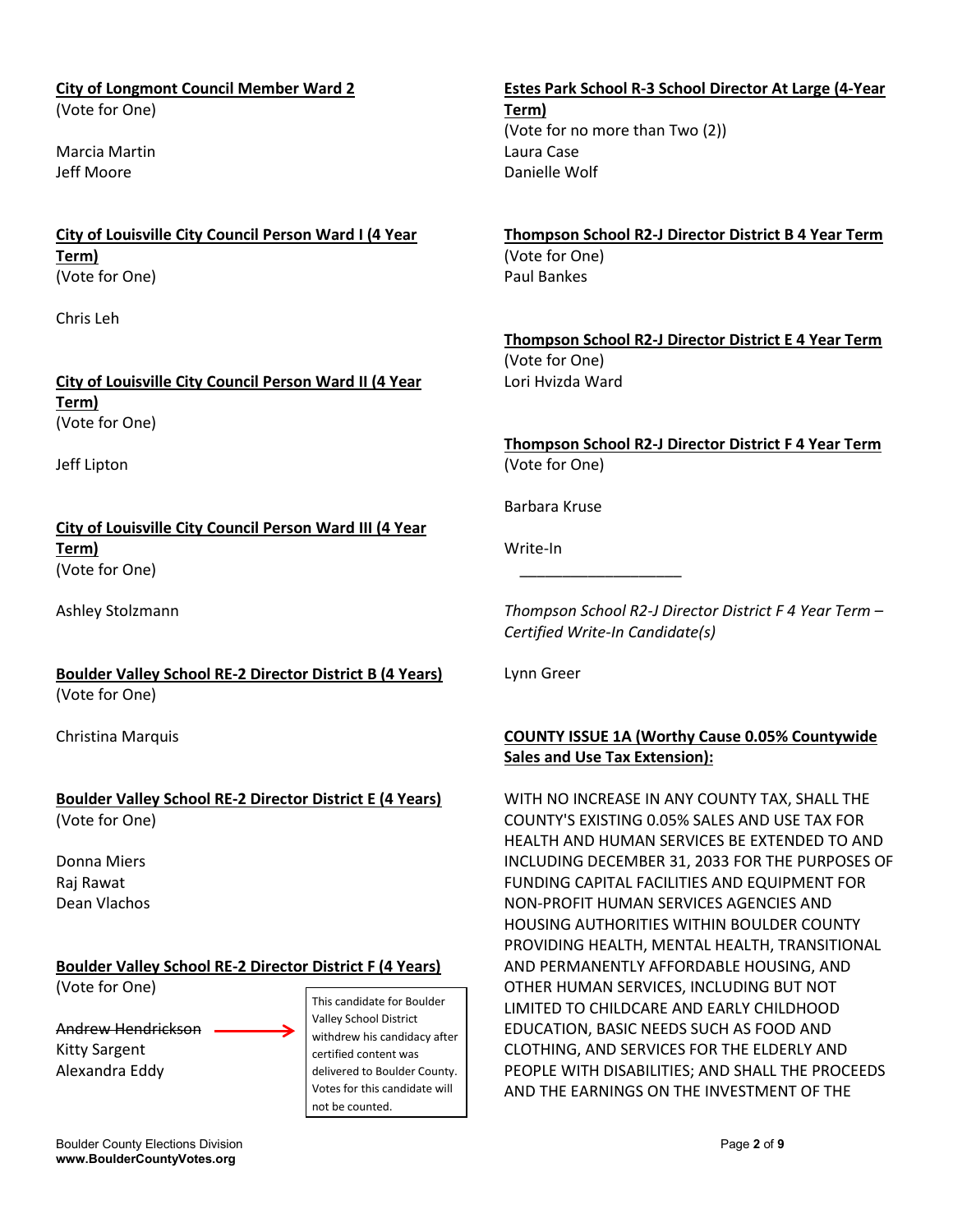**City of Longmont Council Member Ward 2**
(Vote for One)

Marcia Martin
Jeff Moore

**City of Louisville City Council Person Ward I (4 Year Term)**
(Vote for One)

Chris Leh

**City of Louisville City Council Person Ward II (4 Year Term)**
(Vote for One)

Jeff Lipton

**City of Louisville City Council Person Ward III (4 Year Term)**
(Vote for One)

Ashley Stolzmann

**Boulder Valley School RE-2 Director District B (4 Years)**
(Vote for One)

Christina Marquis

**Boulder Valley School RE-2 Director District E (4 Years)**
(Vote for One)

Donna Miers
Raj Rawat
Dean Vlachos

**Boulder Valley School RE-2 Director District F (4 Years)**
(Vote for One)

~~Andrew Hendrickson~~ → This candidate for Boulder Valley School District withdrew his candidacy after certified content was delivered to Boulder County. Votes for this candidate will not be counted.

Kitty Sargent
Alexandra Eddy

**Estes Park School R-3 School Director At Large (4-Year Term)**
(Vote for no more than Two (2))
Laura Case
Danielle Wolf

**Thompson School R2-J Director District B 4 Year Term**
(Vote for One)
Paul Bankes

**Thompson School R2-J Director District E 4 Year Term**
(Vote for One)
Lori Hvizda Ward

**Thompson School R2-J Director District F 4 Year Term**
(Vote for One)

Barbara Kruse

Write-In

\_\_\_\_\_\_\_\_\_\_\_\_\_\_\_\_\_\_\_\_

*Thompson School R2-J Director District F 4 Year Term – Certified Write-In Candidate(s)*

Lynn Greer

**COUNTY ISSUE 1A (Worthy Cause 0.05% Countywide Sales and Use Tax Extension):**

WITH NO INCREASE IN ANY COUNTY TAX, SHALL THE COUNTY'S EXISTING 0.05% SALES AND USE TAX FOR HEALTH AND HUMAN SERVICES BE EXTENDED TO AND INCLUDING DECEMBER 31, 2033 FOR THE PURPOSES OF FUNDING CAPITAL FACILITIES AND EQUIPMENT FOR NON-PROFIT HUMAN SERVICES AGENCIES AND HOUSING AUTHORITIES WITHIN BOULDER COUNTY PROVIDING HEALTH, MENTAL HEALTH, TRANSITIONAL AND PERMANENTLY AFFORDABLE HOUSING, AND OTHER HUMAN SERVICES, INCLUDING BUT NOT LIMITED TO CHILDCARE AND EARLY CHILDHOOD EDUCATION, BASIC NEEDS SUCH AS FOOD AND CLOTHING, AND SERVICES FOR THE ELDERLY AND PEOPLE WITH DISABILITIES; AND SHALL THE PROCEEDS AND THE EARNINGS ON THE INVESTMENT OF THE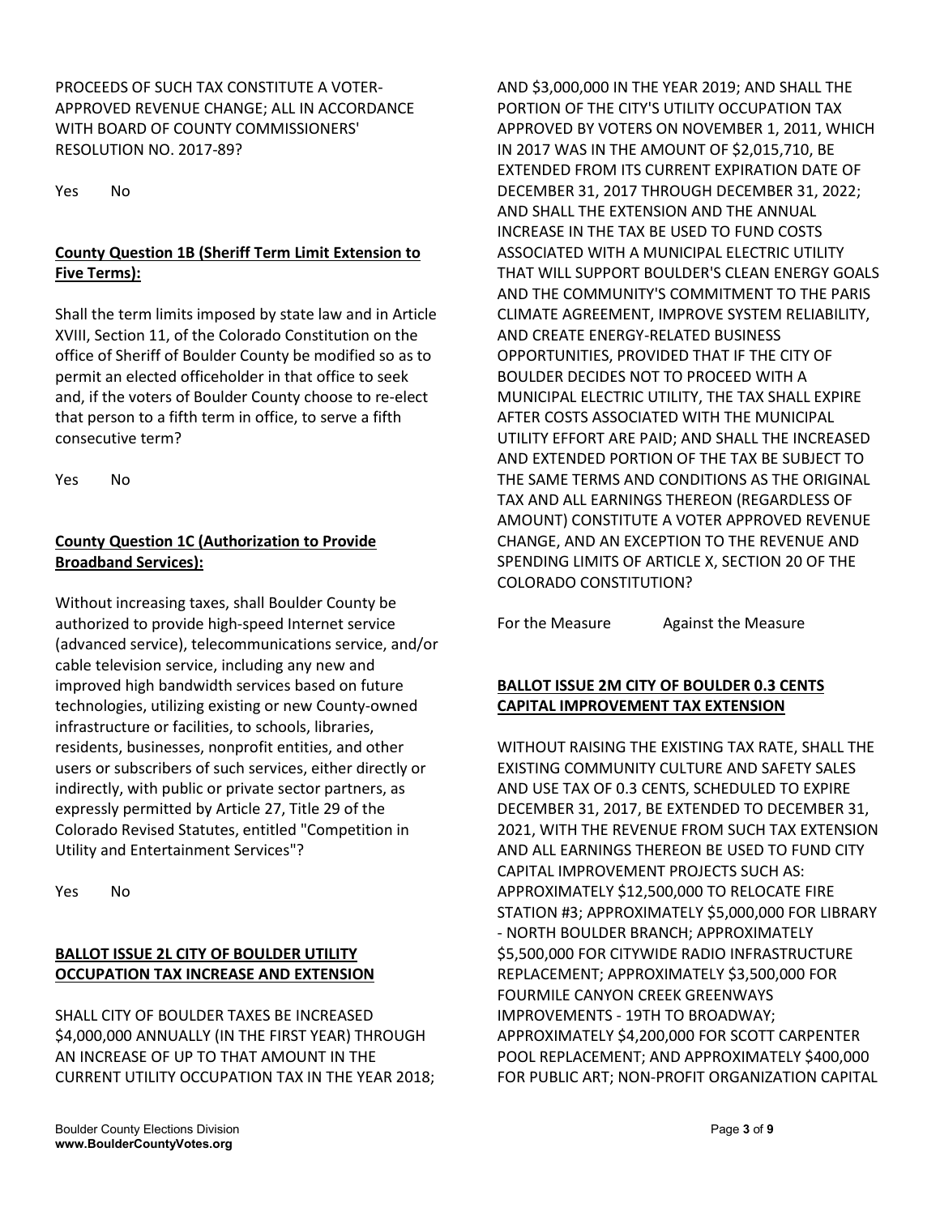PROCEEDS OF SUCH TAX CONSTITUTE A VOTER-APPROVED REVENUE CHANGE; ALL IN ACCORDANCE WITH BOARD OF COUNTY COMMISSIONERS' RESOLUTION NO. 2017-89?

Yes No

**County Question 1B (Sheriff Term Limit Extension to Five Terms):**

Shall the term limits imposed by state law and in Article XVIII, Section 11, of the Colorado Constitution on the office of Sheriff of Boulder County be modified so as to permit an elected officeholder in that office to seek and, if the voters of Boulder County choose to re-elect that person to a fifth term in office, to serve a fifth consecutive term?

Yes No

**County Question 1C (Authorization to Provide Broadband Services):**

Without increasing taxes, shall Boulder County be authorized to provide high-speed Internet service (advanced service), telecommunications service, and/or cable television service, including any new and improved high bandwidth services based on future technologies, utilizing existing or new County-owned infrastructure or facilities, to schools, libraries, residents, businesses, nonprofit entities, and other users or subscribers of such services, either directly or indirectly, with public or private sector partners, as expressly permitted by Article 27, Title 29 of the Colorado Revised Statutes, entitled "Competition in Utility and Entertainment Services"?

Yes No

**BALLOT ISSUE 2L CITY OF BOULDER UTILITY OCCUPATION TAX INCREASE AND EXTENSION**

SHALL CITY OF BOULDER TAXES BE INCREASED $4,000,000 ANNUALLY (IN THE FIRST YEAR) THROUGH AN INCREASE OF UP TO THAT AMOUNT IN THE CURRENT UTILITY OCCUPATION TAX IN THE YEAR 2018; AND $3,000,000 IN THE YEAR 2019; AND SHALL THE PORTION OF THE CITY'S UTILITY OCCUPATION TAX APPROVED BY VOTERS ON NOVEMBER 1, 2011, WHICH IN 2017 WAS IN THE AMOUNT OF $2,015,710, BE EXTENDED FROM ITS CURRENT EXPIRATION DATE OF DECEMBER 31, 2017 THROUGH DECEMBER 31, 2022; AND SHALL THE EXTENSION AND THE ANNUAL INCREASE IN THE TAX BE USED TO FUND COSTS ASSOCIATED WITH A MUNICIPAL ELECTRIC UTILITY THAT WILL SUPPORT BOULDER'S CLEAN ENERGY GOALS AND THE COMMUNITY'S COMMITMENT TO THE PARIS CLIMATE AGREEMENT, IMPROVE SYSTEM RELIABILITY, AND CREATE ENERGY-RELATED BUSINESS OPPORTUNITIES, PROVIDED THAT IF THE CITY OF BOULDER DECIDES NOT TO PROCEED WITH A MUNICIPAL ELECTRIC UTILITY, THE TAX SHALL EXPIRE AFTER COSTS ASSOCIATED WITH THE MUNICIPAL UTILITY EFFORT ARE PAID; AND SHALL THE INCREASED AND EXTENDED PORTION OF THE TAX BE SUBJECT TO THE SAME TERMS AND CONDITIONS AS THE ORIGINAL TAX AND ALL EARNINGS THEREON (REGARDLESS OF AMOUNT) CONSTITUTE A VOTER APPROVED REVENUE CHANGE, AND AN EXCEPTION TO THE REVENUE AND SPENDING LIMITS OF ARTICLE X, SECTION 20 OF THE COLORADO CONSTITUTION?

For the Measure Against the Measure

**BALLOT ISSUE 2M CITY OF BOULDER 0.3 CENTS CAPITAL IMPROVEMENT TAX EXTENSION**

WITHOUT RAISING THE EXISTING TAX RATE, SHALL THE EXISTING COMMUNITY CULTURE AND SAFETY SALES AND USE TAX OF 0.3 CENTS, SCHEDULED TO EXPIRE DECEMBER 31, 2017, BE EXTENDED TO DECEMBER 31, 2021, WITH THE REVENUE FROM SUCH TAX EXTENSION AND ALL EARNINGS THEREON BE USED TO FUND CITY CAPITAL IMPROVEMENT PROJECTS SUCH AS: APPROXIMATELY $12,500,000 TO RELOCATE FIRE STATION #3; APPROXIMATELY $5,000,000 FOR LIBRARY - NORTH BOULDER BRANCH; APPROXIMATELY $5,500,000 FOR CITYWIDE RADIO INFRASTRUCTURE REPLACEMENT; APPROXIMATELY $3,500,000 FOR FOURMILE CANYON CREEK GREENWAYS IMPROVEMENTS - 19TH TO BROADWAY; APPROXIMATELY $4,200,000 FOR SCOTT CARPENTER POOL REPLACEMENT; AND APPROXIMATELY $400,000 FOR PUBLIC ART; NON-PROFIT ORGANIZATION CAPITAL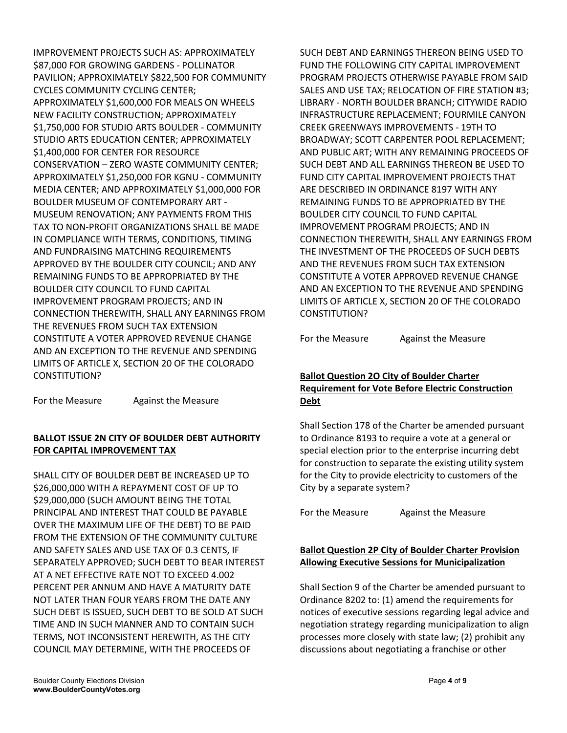IMPROVEMENT PROJECTS SUCH AS: APPROXIMATELY $87,000 FOR GROWING GARDENS - POLLINATOR PAVILION; APPROXIMATELY $822,500 FOR COMMUNITY CYCLES COMMUNITY CYCLING CENTER; APPROXIMATELY $1,600,000 FOR MEALS ON WHEELS NEW FACILITY CONSTRUCTION; APPROXIMATELY $1,750,000 FOR STUDIO ARTS BOULDER - COMMUNITY STUDIO ARTS EDUCATION CENTER; APPROXIMATELY $1,400,000 FOR CENTER FOR RESOURCE CONSERVATION – ZERO WASTE COMMUNITY CENTER; APPROXIMATELY $1,250,000 FOR KGNU - COMMUNITY MEDIA CENTER; AND APPROXIMATELY $1,000,000 FOR BOULDER MUSEUM OF CONTEMPORARY ART - MUSEUM RENOVATION; ANY PAYMENTS FROM THIS TAX TO NON-PROFIT ORGANIZATIONS SHALL BE MADE IN COMPLIANCE WITH TERMS, CONDITIONS, TIMING AND FUNDRAISING MATCHING REQUIREMENTS APPROVED BY THE BOULDER CITY COUNCIL; AND ANY REMAINING FUNDS TO BE APPROPRIATED BY THE BOULDER CITY COUNCIL TO FUND CAPITAL IMPROVEMENT PROGRAM PROJECTS; AND IN CONNECTION THEREWITH, SHALL ANY EARNINGS FROM THE REVENUES FROM SUCH TAX EXTENSION CONSTITUTE A VOTER APPROVED REVENUE CHANGE AND AN EXCEPTION TO THE REVENUE AND SPENDING LIMITS OF ARTICLE X, SECTION 20 OF THE COLORADO CONSTITUTION?

For the Measure Against the Measure

**BALLOT ISSUE 2N CITY OF BOULDER DEBT AUTHORITY FOR CAPITAL IMPROVEMENT TAX**

SHALL CITY OF BOULDER DEBT BE INCREASED UP TO $26,000,000 WITH A REPAYMENT COST OF UP TO $29,000,000 (SUCH AMOUNT BEING THE TOTAL PRINCIPAL AND INTEREST THAT COULD BE PAYABLE OVER THE MAXIMUM LIFE OF THE DEBT) TO BE PAID FROM THE EXTENSION OF THE COMMUNITY CULTURE AND SAFETY SALES AND USE TAX OF 0.3 CENTS, IF SEPARATELY APPROVED; SUCH DEBT TO BEAR INTEREST AT A NET EFFECTIVE RATE NOT TO EXCEED 4.002 PERCENT PER ANNUM AND HAVE A MATURITY DATE NOT LATER THAN FOUR YEARS FROM THE DATE ANY SUCH DEBT IS ISSUED, SUCH DEBT TO BE SOLD AT SUCH TIME AND IN SUCH MANNER AND TO CONTAIN SUCH TERMS, NOT INCONSISTENT HEREWITH, AS THE CITY COUNCIL MAY DETERMINE, WITH THE PROCEEDS OF SUCH DEBT AND EARNINGS THEREON BEING USED TO FUND THE FOLLOWING CITY CAPITAL IMPROVEMENT PROGRAM PROJECTS OTHERWISE PAYABLE FROM SAID SALES AND USE TAX; RELOCATION OF FIRE STATION #3; LIBRARY - NORTH BOULDER BRANCH; CITYWIDE RADIO INFRASTRUCTURE REPLACEMENT; FOURMILE CANYON CREEK GREENWAYS IMPROVEMENTS - 19TH TO BROADWAY; SCOTT CARPENTER POOL REPLACEMENT; AND PUBLIC ART; WITH ANY REMAINING PROCEEDS OF SUCH DEBT AND ALL EARNINGS THEREON BE USED TO FUND CITY CAPITAL IMPROVEMENT PROJECTS THAT ARE DESCRIBED IN ORDINANCE 8197 WITH ANY REMAINING FUNDS TO BE APPROPRIATED BY THE BOULDER CITY COUNCIL TO FUND CAPITAL IMPROVEMENT PROGRAM PROJECTS; AND IN CONNECTION THEREWITH, SHALL ANY EARNINGS FROM THE INVESTMENT OF THE PROCEEDS OF SUCH DEBTS AND THE REVENUES FROM SUCH TAX EXTENSION CONSTITUTE A VOTER APPROVED REVENUE CHANGE AND AN EXCEPTION TO THE REVENUE AND SPENDING LIMITS OF ARTICLE X, SECTION 20 OF THE COLORADO CONSTITUTION?

For the Measure Against the Measure

**Ballot Question 2O City of Boulder Charter Requirement for Vote Before Electric Construction Debt**

Shall Section 178 of the Charter be amended pursuant to Ordinance 8193 to require a vote at a general or special election prior to the enterprise incurring debt for construction to separate the existing utility system for the City to provide electricity to customers of the City by a separate system?

For the Measure Against the Measure

**Ballot Question 2P City of Boulder Charter Provision Allowing Executive Sessions for Municipalization**

Shall Section 9 of the Charter be amended pursuant to Ordinance 8202 to: (1) amend the requirements for notices of executive sessions regarding legal advice and negotiation strategy regarding municipalization to align processes more closely with state law; (2) prohibit any discussions about negotiating a franchise or other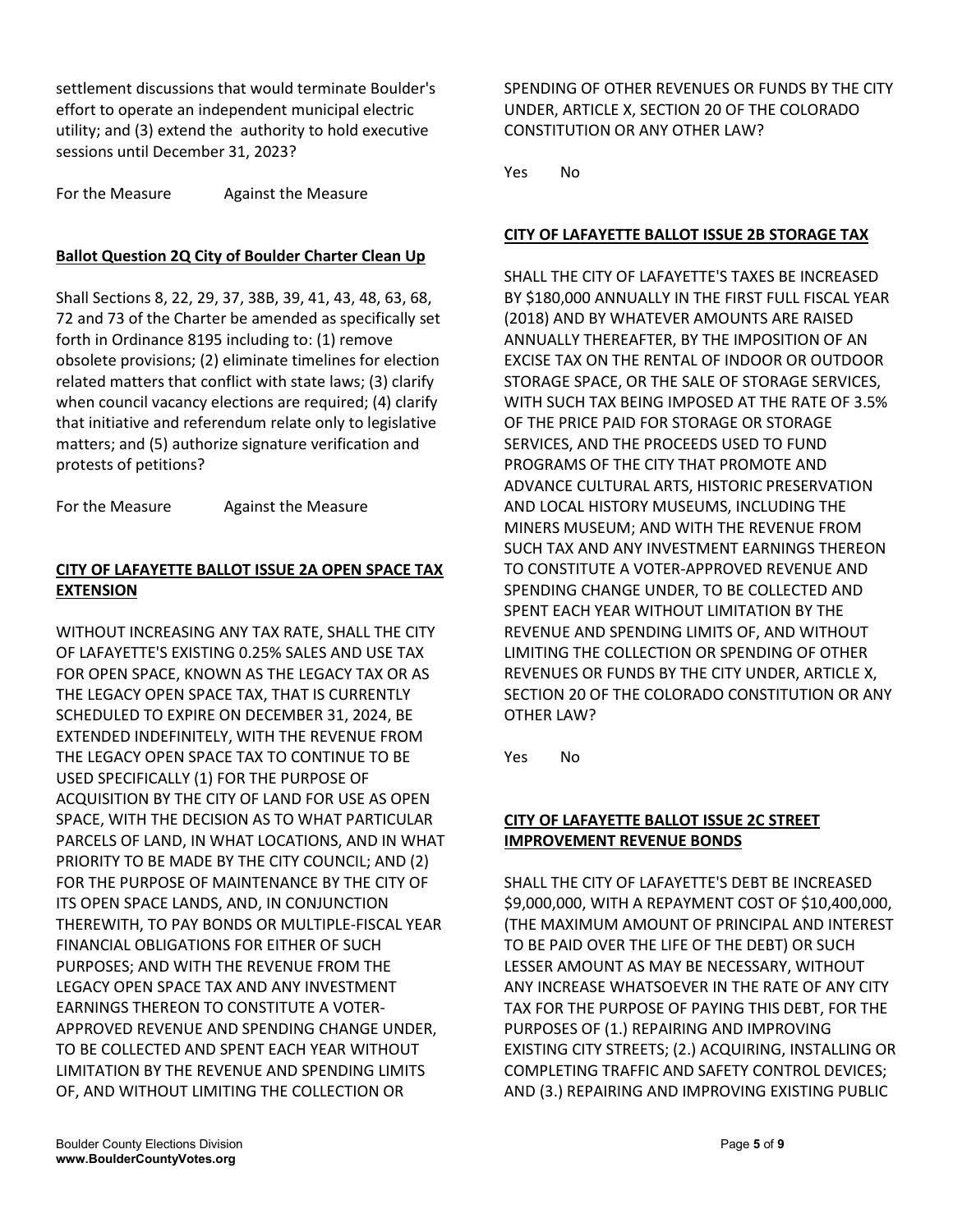settlement discussions that would terminate Boulder's effort to operate an independent municipal electric utility; and (3) extend the authority to hold executive sessions until December 31, 2023?

For the Measure Against the Measure

**Ballot Question 2Q City of Boulder Charter Clean Up**

Shall Sections 8, 22, 29, 37, 38B, 39, 41, 43, 48, 63, 68, 72 and 73 of the Charter be amended as specifically set forth in Ordinance 8195 including to: (1) remove obsolete provisions; (2) eliminate timelines for election related matters that conflict with state laws; (3) clarify when council vacancy elections are required; (4) clarify that initiative and referendum relate only to legislative matters; and (5) authorize signature verification and protests of petitions?

For the Measure Against the Measure

**CITY OF LAFAYETTE BALLOT ISSUE 2A OPEN SPACE TAX EXTENSION**

WITHOUT INCREASING ANY TAX RATE, SHALL THE CITY OF LAFAYETTE'S EXISTING 0.25% SALES AND USE TAX FOR OPEN SPACE, KNOWN AS THE LEGACY TAX OR AS THE LEGACY OPEN SPACE TAX, THAT IS CURRENTLY SCHEDULED TO EXPIRE ON DECEMBER 31, 2024, BE EXTENDED INDEFINITELY, WITH THE REVENUE FROM THE LEGACY OPEN SPACE TAX TO CONTINUE TO BE USED SPECIFICALLY (1) FOR THE PURPOSE OF ACQUISITION BY THE CITY OF LAND FOR USE AS OPEN SPACE, WITH THE DECISION AS TO WHAT PARTICULAR PARCELS OF LAND, IN WHAT LOCATIONS, AND IN WHAT PRIORITY TO BE MADE BY THE CITY COUNCIL; AND (2) FOR THE PURPOSE OF MAINTENANCE BY THE CITY OF ITS OPEN SPACE LANDS, AND, IN CONJUNCTION THEREWITH, TO PAY BONDS OR MULTIPLE-FISCAL YEAR FINANCIAL OBLIGATIONS FOR EITHER OF SUCH PURPOSES; AND WITH THE REVENUE FROM THE LEGACY OPEN SPACE TAX AND ANY INVESTMENT EARNINGS THEREON TO CONSTITUTE A VOTER-APPROVED REVENUE AND SPENDING CHANGE UNDER, TO BE COLLECTED AND SPENT EACH YEAR WITHOUT LIMITATION BY THE REVENUE AND SPENDING LIMITS OF, AND WITHOUT LIMITING THE COLLECTION OR SPENDING OF OTHER REVENUES OR FUNDS BY THE CITY UNDER, ARTICLE X, SECTION 20 OF THE COLORADO CONSTITUTION OR ANY OTHER LAW?

Yes No

**CITY OF LAFAYETTE BALLOT ISSUE 2B STORAGE TAX**

SHALL THE CITY OF LAFAYETTE'S TAXES BE INCREASED BY $180,000 ANNUALLY IN THE FIRST FULL FISCAL YEAR (2018) AND BY WHATEVER AMOUNTS ARE RAISED ANNUALLY THEREAFTER, BY THE IMPOSITION OF AN EXCISE TAX ON THE RENTAL OF INDOOR OR OUTDOOR STORAGE SPACE, OR THE SALE OF STORAGE SERVICES, WITH SUCH TAX BEING IMPOSED AT THE RATE OF 3.5% OF THE PRICE PAID FOR STORAGE OR STORAGE SERVICES, AND THE PROCEEDS USED TO FUND PROGRAMS OF THE CITY THAT PROMOTE AND ADVANCE CULTURAL ARTS, HISTORIC PRESERVATION AND LOCAL HISTORY MUSEUMS, INCLUDING THE MINERS MUSEUM; AND WITH THE REVENUE FROM SUCH TAX AND ANY INVESTMENT EARNINGS THEREON TO CONSTITUTE A VOTER-APPROVED REVENUE AND SPENDING CHANGE UNDER, TO BE COLLECTED AND SPENT EACH YEAR WITHOUT LIMITATION BY THE REVENUE AND SPENDING LIMITS OF, AND WITHOUT LIMITING THE COLLECTION OR SPENDING OF OTHER REVENUES OR FUNDS BY THE CITY UNDER, ARTICLE X, SECTION 20 OF THE COLORADO CONSTITUTION OR ANY OTHER LAW?

Yes No

**CITY OF LAFAYETTE BALLOT ISSUE 2C STREET IMPROVEMENT REVENUE BONDS**

SHALL THE CITY OF LAFAYETTE'S DEBT BE INCREASED $9,000,000, WITH A REPAYMENT COST OF $10,400,000, (THE MAXIMUM AMOUNT OF PRINCIPAL AND INTEREST TO BE PAID OVER THE LIFE OF THE DEBT) OR SUCH LESSER AMOUNT AS MAY BE NECESSARY, WITHOUT ANY INCREASE WHATSOEVER IN THE RATE OF ANY CITY TAX FOR THE PURPOSE OF PAYING THIS DEBT, FOR THE PURPOSES OF (1.) REPAIRING AND IMPROVING EXISTING CITY STREETS; (2.) ACQUIRING, INSTALLING OR COMPLETING TRAFFIC AND SAFETY CONTROL DEVICES; AND (3.) REPAIRING AND IMPROVING EXISTING PUBLIC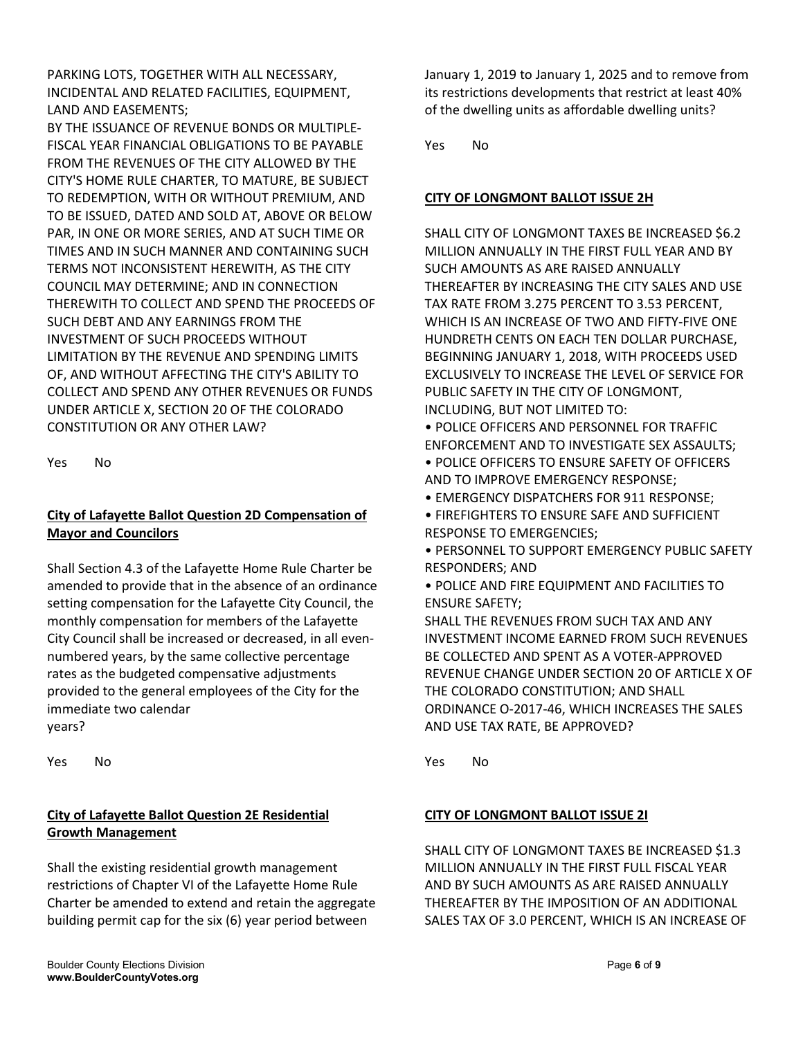PARKING LOTS, TOGETHER WITH ALL NECESSARY, INCIDENTAL AND RELATED FACILITIES, EQUIPMENT, LAND AND EASEMENTS;
BY THE ISSUANCE OF REVENUE BONDS OR MULTIPLE-FISCAL YEAR FINANCIAL OBLIGATIONS TO BE PAYABLE FROM THE REVENUES OF THE CITY ALLOWED BY THE CITY'S HOME RULE CHARTER, TO MATURE, BE SUBJECT TO REDEMPTION, WITH OR WITHOUT PREMIUM, AND TO BE ISSUED, DATED AND SOLD AT, ABOVE OR BELOW PAR, IN ONE OR MORE SERIES, AND AT SUCH TIME OR TIMES AND IN SUCH MANNER AND CONTAINING SUCH TERMS NOT INCONSISTENT HEREWITH, AS THE CITY COUNCIL MAY DETERMINE; AND IN CONNECTION THEREWITH TO COLLECT AND SPEND THE PROCEEDS OF SUCH DEBT AND ANY EARNINGS FROM THE INVESTMENT OF SUCH PROCEEDS WITHOUT LIMITATION BY THE REVENUE AND SPENDING LIMITS OF, AND WITHOUT AFFECTING THE CITY'S ABILITY TO COLLECT AND SPEND ANY OTHER REVENUES OR FUNDS UNDER ARTICLE X, SECTION 20 OF THE COLORADO CONSTITUTION OR ANY OTHER LAW?

Yes No

## City of Lafayette Ballot Question 2D Compensation of Mayor and Councilors

Shall Section 4.3 of the Lafayette Home Rule Charter be amended to provide that in the absence of an ordinance setting compensation for the Lafayette City Council, the monthly compensation for members of the Lafayette City Council shall be increased or decreased, in all even-numbered years, by the same collective percentage rates as the budgeted compensative adjustments provided to the general employees of the City for the immediate two calendar years?

Yes No

## City of Lafayette Ballot Question 2E Residential Growth Management

Shall the existing residential growth management restrictions of Chapter VI of the Lafayette Home Rule Charter be amended to extend and retain the aggregate building permit cap for the six (6) year period between January 1, 2019 to January 1, 2025 and to remove from its restrictions developments that restrict at least 40% of the dwelling units as affordable dwelling units?

Yes No

## CITY OF LONGMONT BALLOT ISSUE 2H

SHALL CITY OF LONGMONT TAXES BE INCREASED $6.2 MILLION ANNUALLY IN THE FIRST FULL YEAR AND BY SUCH AMOUNTS AS ARE RAISED ANNUALLY THEREAFTER BY INCREASING THE CITY SALES AND USE TAX RATE FROM 3.275 PERCENT TO 3.53 PERCENT, WHICH IS AN INCREASE OF TWO AND FIFTY-FIVE ONE HUNDRETH CENTS ON EACH TEN DOLLAR PURCHASE, BEGINNING JANUARY 1, 2018, WITH PROCEEDS USED EXCLUSIVELY TO INCREASE THE LEVEL OF SERVICE FOR PUBLIC SAFETY IN THE CITY OF LONGMONT, INCLUDING, BUT NOT LIMITED TO:

- POLICE OFFICERS AND PERSONNEL FOR TRAFFIC ENFORCEMENT AND TO INVESTIGATE SEX ASSAULTS;
- POLICE OFFICERS TO ENSURE SAFETY OF OFFICERS AND TO IMPROVE EMERGENCY RESPONSE;
- EMERGENCY DISPATCHERS FOR 911 RESPONSE;
- FIREFIGHTERS TO ENSURE SAFE AND SUFFICIENT RESPONSE TO EMERGENCIES;
- PERSONNEL TO SUPPORT EMERGENCY PUBLIC SAFETY RESPONDERS; AND
- POLICE AND FIRE EQUIPMENT AND FACILITIES TO ENSURE SAFETY;

SHALL THE REVENUES FROM SUCH TAX AND ANY INVESTMENT INCOME EARNED FROM SUCH REVENUES BE COLLECTED AND SPENT AS A VOTER-APPROVED REVENUE CHANGE UNDER SECTION 20 OF ARTICLE X OF THE COLORADO CONSTITUTION; AND SHALL ORDINANCE O-2017-46, WHICH INCREASES THE SALES AND USE TAX RATE, BE APPROVED?

Yes No

## CITY OF LONGMONT BALLOT ISSUE 2I

SHALL CITY OF LONGMONT TAXES BE INCREASED $1.3 MILLION ANNUALLY IN THE FIRST FULL FISCAL YEAR AND BY SUCH AMOUNTS AS ARE RAISED ANNUALLY THEREAFTER BY THE IMPOSITION OF AN ADDITIONAL SALES TAX OF 3.0 PERCENT, WHICH IS AN INCREASE OF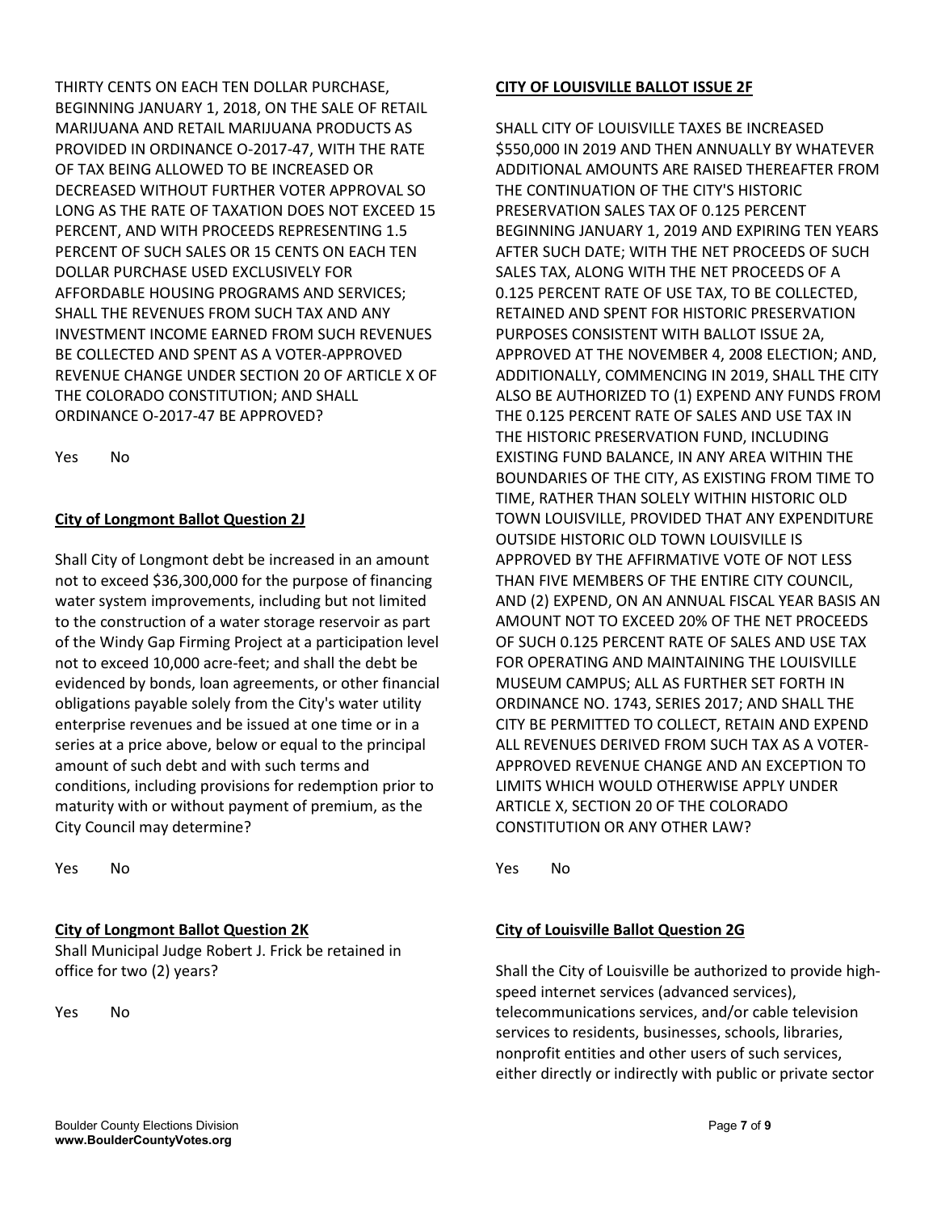THIRTY CENTS ON EACH TEN DOLLAR PURCHASE, BEGINNING JANUARY 1, 2018, ON THE SALE OF RETAIL MARIJUANA AND RETAIL MARIJUANA PRODUCTS AS PROVIDED IN ORDINANCE O-2017-47, WITH THE RATE OF TAX BEING ALLOWED TO BE INCREASED OR DECREASED WITHOUT FURTHER VOTER APPROVAL SO LONG AS THE RATE OF TAXATION DOES NOT EXCEED 15 PERCENT, AND WITH PROCEEDS REPRESENTING 1.5 PERCENT OF SUCH SALES OR 15 CENTS ON EACH TEN DOLLAR PURCHASE USED EXCLUSIVELY FOR AFFORDABLE HOUSING PROGRAMS AND SERVICES; SHALL THE REVENUES FROM SUCH TAX AND ANY INVESTMENT INCOME EARNED FROM SUCH REVENUES BE COLLECTED AND SPENT AS A VOTER-APPROVED REVENUE CHANGE UNDER SECTION 20 OF ARTICLE X OF THE COLORADO CONSTITUTION; AND SHALL ORDINANCE O-2017-47 BE APPROVED?

Yes No

**City of Longmont Ballot Question 2J**

Shall City of Longmont debt be increased in an amount not to exceed $36,300,000 for the purpose of financing water system improvements, including but not limited to the construction of a water storage reservoir as part of the Windy Gap Firming Project at a participation level not to exceed 10,000 acre-feet; and shall the debt be evidenced by bonds, loan agreements, or other financial obligations payable solely from the City's water utility enterprise revenues and be issued at one time or in a series at a price above, below or equal to the principal amount of such debt and with such terms and conditions, including provisions for redemption prior to maturity with or without payment of premium, as the City Council may determine?

Yes No

**City of Longmont Ballot Question 2K**

Shall Municipal Judge Robert J. Frick be retained in office for two (2) years?

Yes No

**CITY OF LOUISVILLE BALLOT ISSUE 2F**

SHALL CITY OF LOUISVILLE TAXES BE INCREASED $550,000 IN 2019 AND THEN ANNUALLY BY WHATEVER ADDITIONAL AMOUNTS ARE RAISED THEREAFTER FROM THE CONTINUATION OF THE CITY'S HISTORIC PRESERVATION SALES TAX OF 0.125 PERCENT BEGINNING JANUARY 1, 2019 AND EXPIRING TEN YEARS AFTER SUCH DATE; WITH THE NET PROCEEDS OF SUCH SALES TAX, ALONG WITH THE NET PROCEEDS OF A 0.125 PERCENT RATE OF USE TAX, TO BE COLLECTED, RETAINED AND SPENT FOR HISTORIC PRESERVATION PURPOSES CONSISTENT WITH BALLOT ISSUE 2A, APPROVED AT THE NOVEMBER 4, 2008 ELECTION; AND, ADDITIONALLY, COMMENCING IN 2019, SHALL THE CITY ALSO BE AUTHORIZED TO (1) EXPEND ANY FUNDS FROM THE 0.125 PERCENT RATE OF SALES AND USE TAX IN THE HISTORIC PRESERVATION FUND, INCLUDING EXISTING FUND BALANCE, IN ANY AREA WITHIN THE BOUNDARIES OF THE CITY, AS EXISTING FROM TIME TO TIME, RATHER THAN SOLELY WITHIN HISTORIC OLD TOWN LOUISVILLE, PROVIDED THAT ANY EXPENDITURE OUTSIDE HISTORIC OLD TOWN LOUISVILLE IS APPROVED BY THE AFFIRMATIVE VOTE OF NOT LESS THAN FIVE MEMBERS OF THE ENTIRE CITY COUNCIL, AND (2) EXPEND, ON AN ANNUAL FISCAL YEAR BASIS AN AMOUNT NOT TO EXCEED 20% OF THE NET PROCEEDS OF SUCH 0.125 PERCENT RATE OF SALES AND USE TAX FOR OPERATING AND MAINTAINING THE LOUISVILLE MUSEUM CAMPUS; ALL AS FURTHER SET FORTH IN ORDINANCE NO. 1743, SERIES 2017; AND SHALL THE CITY BE PERMITTED TO COLLECT, RETAIN AND EXPEND ALL REVENUES DERIVED FROM SUCH TAX AS A VOTER-APPROVED REVENUE CHANGE AND AN EXCEPTION TO LIMITS WHICH WOULD OTHERWISE APPLY UNDER ARTICLE X, SECTION 20 OF THE COLORADO CONSTITUTION OR ANY OTHER LAW?

Yes No

**City of Louisville Ballot Question 2G**

Shall the City of Louisville be authorized to provide high-speed internet services (advanced services), telecommunications services, and/or cable television services to residents, businesses, schools, libraries, nonprofit entities and other users of such services, either directly or indirectly with public or private sector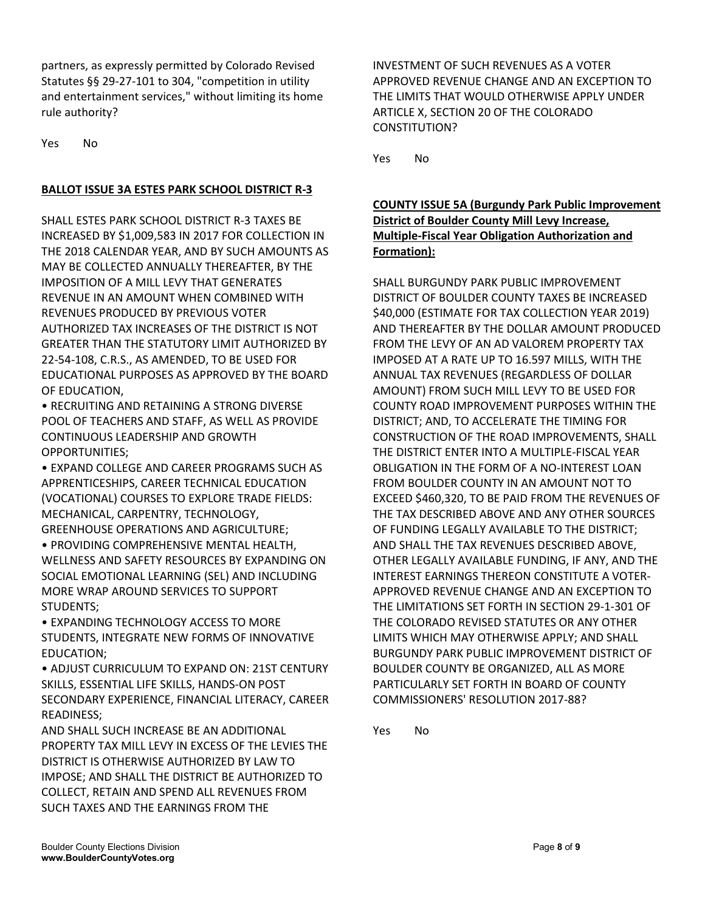partners, as expressly permitted by Colorado Revised Statutes §§ 29-27-101 to 304, "competition in utility and entertainment services," without limiting its home rule authority?

Yes No

**BALLOT ISSUE 3A ESTES PARK SCHOOL DISTRICT R-3**

SHALL ESTES PARK SCHOOL DISTRICT R-3 TAXES BE INCREASED BY $1,009,583 IN 2017 FOR COLLECTION IN THE 2018 CALENDAR YEAR, AND BY SUCH AMOUNTS AS MAY BE COLLECTED ANNUALLY THEREAFTER, BY THE IMPOSITION OF A MILL LEVY THAT GENERATES REVENUE IN AN AMOUNT WHEN COMBINED WITH REVENUES PRODUCED BY PREVIOUS VOTER AUTHORIZED TAX INCREASES OF THE DISTRICT IS NOT GREATER THAN THE STATUTORY LIMIT AUTHORIZED BY 22-54-108, C.R.S., AS AMENDED, TO BE USED FOR EDUCATIONAL PURPOSES AS APPROVED BY THE BOARD OF EDUCATION,

- RECRUITING AND RETAINING A STRONG DIVERSE POOL OF TEACHERS AND STAFF, AS WELL AS PROVIDE CONTINUOUS LEADERSHIP AND GROWTH OPPORTUNITIES;
- EXPAND COLLEGE AND CAREER PROGRAMS SUCH AS APPRENTICESHIPS, CAREER TECHNICAL EDUCATION (VOCATIONAL) COURSES TO EXPLORE TRADE FIELDS: MECHANICAL, CARPENTRY, TECHNOLOGY, GREENHOUSE OPERATIONS AND AGRICULTURE;
- PROVIDING COMPREHENSIVE MENTAL HEALTH, WELLNESS AND SAFETY RESOURCES BY EXPANDING ON SOCIAL EMOTIONAL LEARNING (SEL) AND INCLUDING MORE WRAP AROUND SERVICES TO SUPPORT STUDENTS;
- EXPANDING TECHNOLOGY ACCESS TO MORE STUDENTS, INTEGRATE NEW FORMS OF INNOVATIVE EDUCATION;
- ADJUST CURRICULUM TO EXPAND ON: 21ST CENTURY SKILLS, ESSENTIAL LIFE SKILLS, HANDS-ON POST SECONDARY EXPERIENCE, FINANCIAL LITERACY, CAREER READINESS;

AND SHALL SUCH INCREASE BE AN ADDITIONAL PROPERTY TAX MILL LEVY IN EXCESS OF THE LEVIES THE DISTRICT IS OTHERWISE AUTHORIZED BY LAW TO IMPOSE; AND SHALL THE DISTRICT BE AUTHORIZED TO COLLECT, RETAIN AND SPEND ALL REVENUES FROM SUCH TAXES AND THE EARNINGS FROM THE INVESTMENT OF SUCH REVENUES AS A VOTER APPROVED REVENUE CHANGE AND AN EXCEPTION TO THE LIMITS THAT WOULD OTHERWISE APPLY UNDER ARTICLE X, SECTION 20 OF THE COLORADO CONSTITUTION?

Yes No

**COUNTY ISSUE 5A (Burgundy Park Public Improvement District of Boulder County Mill Levy Increase, Multiple-Fiscal Year Obligation Authorization and Formation):**

SHALL BURGUNDY PARK PUBLIC IMPROVEMENT DISTRICT OF BOULDER COUNTY TAXES BE INCREASED $40,000 (ESTIMATE FOR TAX COLLECTION YEAR 2019) AND THEREAFTER BY THE DOLLAR AMOUNT PRODUCED FROM THE LEVY OF AN AD VALOREM PROPERTY TAX IMPOSED AT A RATE UP TO 16.597 MILLS, WITH THE ANNUAL TAX REVENUES (REGARDLESS OF DOLLAR AMOUNT) FROM SUCH MILL LEVY TO BE USED FOR COUNTY ROAD IMPROVEMENT PURPOSES WITHIN THE DISTRICT; AND, TO ACCELERATE THE TIMING FOR CONSTRUCTION OF THE ROAD IMPROVEMENTS, SHALL THE DISTRICT ENTER INTO A MULTIPLE-FISCAL YEAR OBLIGATION IN THE FORM OF A NO-INTEREST LOAN FROM BOULDER COUNTY IN AN AMOUNT NOT TO EXCEED $460,320, TO BE PAID FROM THE REVENUES OF THE TAX DESCRIBED ABOVE AND ANY OTHER SOURCES OF FUNDING LEGALLY AVAILABLE TO THE DISTRICT; AND SHALL THE TAX REVENUES DESCRIBED ABOVE, OTHER LEGALLY AVAILABLE FUNDING, IF ANY, AND THE INTEREST EARNINGS THEREON CONSTITUTE A VOTER-APPROVED REVENUE CHANGE AND AN EXCEPTION TO THE LIMITATIONS SET FORTH IN SECTION 29-1-301 OF THE COLORADO REVISED STATUTES OR ANY OTHER LIMITS WHICH MAY OTHERWISE APPLY; AND SHALL BURGUNDY PARK PUBLIC IMPROVEMENT DISTRICT OF BOULDER COUNTY BE ORGANIZED, ALL AS MORE PARTICULARLY SET FORTH IN BOARD OF COUNTY COMMISSIONERS' RESOLUTION 2017-88?

Yes No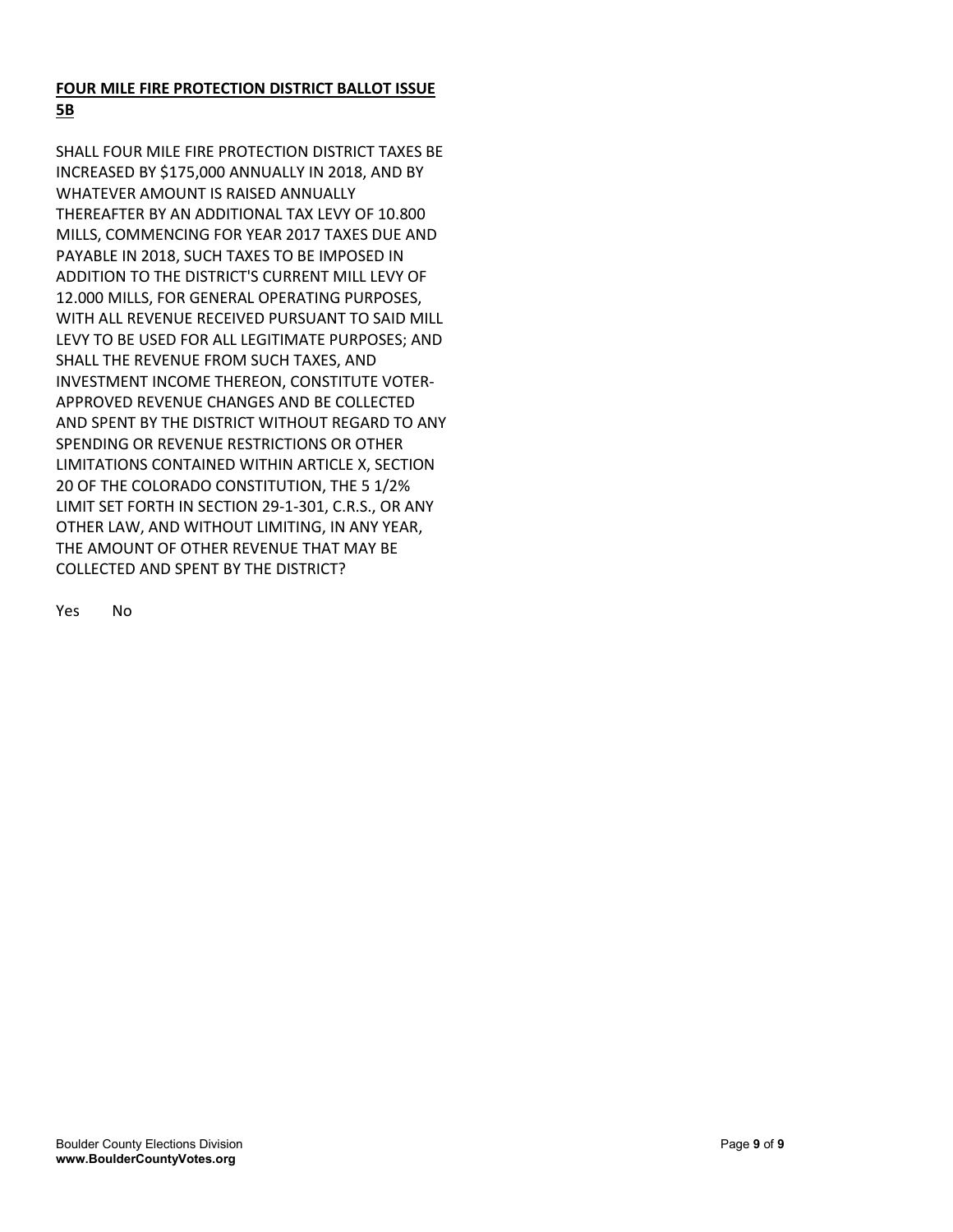**FOUR MILE FIRE PROTECTION DISTRICT BALLOT ISSUE 5B**

SHALL FOUR MILE FIRE PROTECTION DISTRICT TAXES BE INCREASED BY $175,000 ANNUALLY IN 2018, AND BY WHATEVER AMOUNT IS RAISED ANNUALLY THEREAFTER BY AN ADDITIONAL TAX LEVY OF 10.800 MILLS, COMMENCING FOR YEAR 2017 TAXES DUE AND PAYABLE IN 2018, SUCH TAXES TO BE IMPOSED IN ADDITION TO THE DISTRICT'S CURRENT MILL LEVY OF 12.000 MILLS, FOR GENERAL OPERATING PURPOSES, WITH ALL REVENUE RECEIVED PURSUANT TO SAID MILL LEVY TO BE USED FOR ALL LEGITIMATE PURPOSES; AND SHALL THE REVENUE FROM SUCH TAXES, AND INVESTMENT INCOME THEREON, CONSTITUTE VOTER-APPROVED REVENUE CHANGES AND BE COLLECTED AND SPENT BY THE DISTRICT WITHOUT REGARD TO ANY SPENDING OR REVENUE RESTRICTIONS OR OTHER LIMITATIONS CONTAINED WITHIN ARTICLE X, SECTION 20 OF THE COLORADO CONSTITUTION, THE 5 1/2% LIMIT SET FORTH IN SECTION 29-1-301, C.R.S., OR ANY OTHER LAW, AND WITHOUT LIMITING, IN ANY YEAR, THE AMOUNT OF OTHER REVENUE THAT MAY BE COLLECTED AND SPENT BY THE DISTRICT?

Yes No